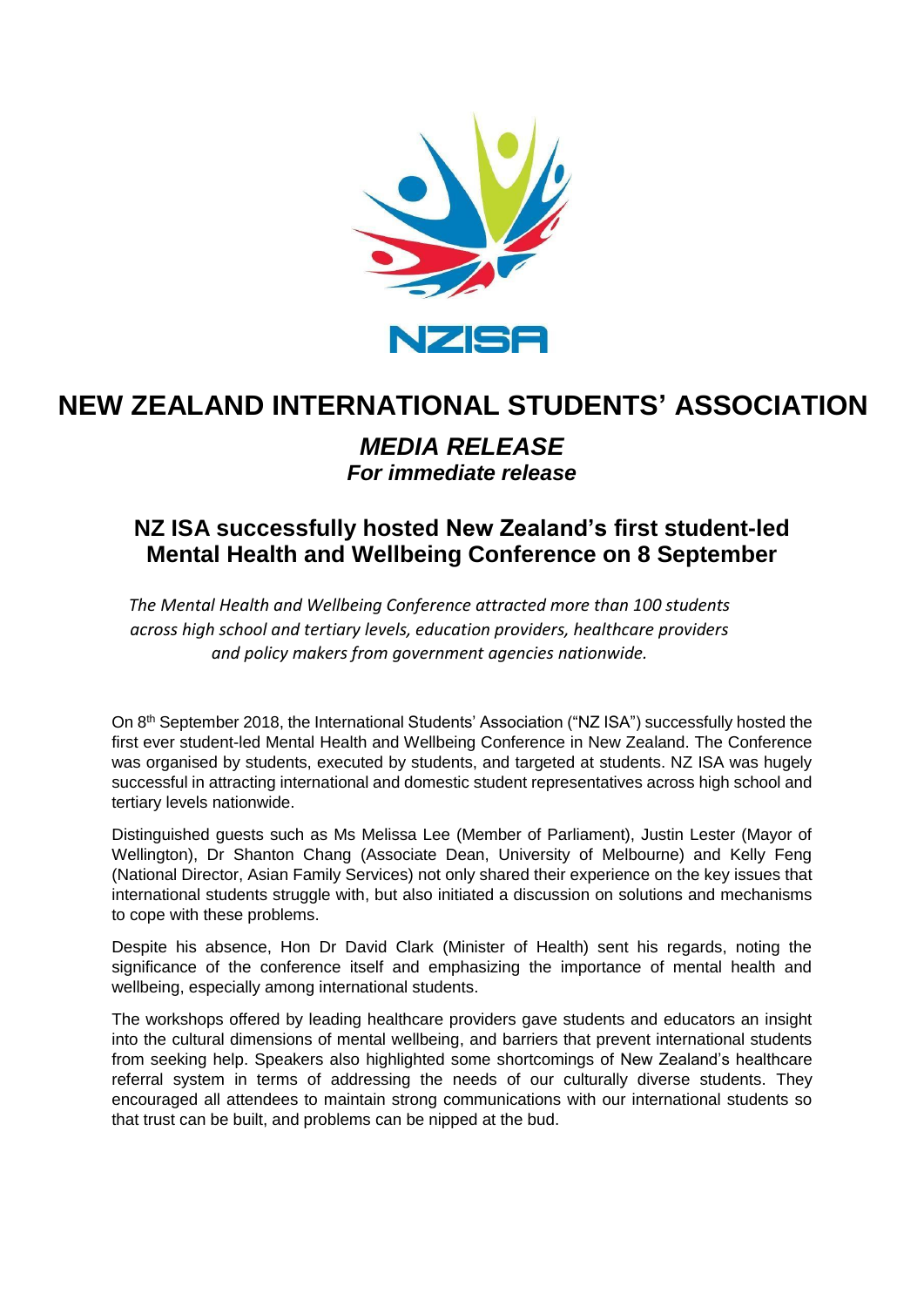NZISA

# NEW ZEALAND INTERNATIONAL STUDENTS' ASSOCIATION

## *MEDIA RELEASE*

***For immediate release***

## NZ ISA successfully hosted New Zealand's first student-led Mental Health and Wellbeing Conference on 8 September

*The Mental Health and Wellbeing Conference attracted more than 100 students across high school and tertiary levels, education providers, healthcare providers and policy makers from government agencies nationwide.*

On 8th September 2018, the International Students' Association ("NZ ISA") successfully hosted the first ever student-led Mental Health and Wellbeing Conference in New Zealand. The Conference was organised by students, executed by students, and targeted at students. NZ ISA was hugely successful in attracting international and domestic student representatives across high school and tertiary levels nationwide.

Distinguished guests such as Ms Melissa Lee (Member of Parliament), Justin Lester (Mayor of Wellington), Dr Shanton Chang (Associate Dean, University of Melbourne) and Kelly Feng (National Director, Asian Family Services) not only shared their experience on the key issues that international students struggle with, but also initiated a discussion on solutions and mechanisms to cope with these problems.

Despite his absence, Hon Dr David Clark (Minister of Health) sent his regards, noting the significance of the conference itself and emphasizing the importance of mental health and wellbeing, especially among international students.

The workshops offered by leading healthcare providers gave students and educators an insight into the cultural dimensions of mental wellbeing, and barriers that prevent international students from seeking help. Speakers also highlighted some shortcomings of New Zealand's healthcare referral system in terms of addressing the needs of our culturally diverse students. They encouraged all attendees to maintain strong communications with our international students so that trust can be built, and problems can be nipped at the bud.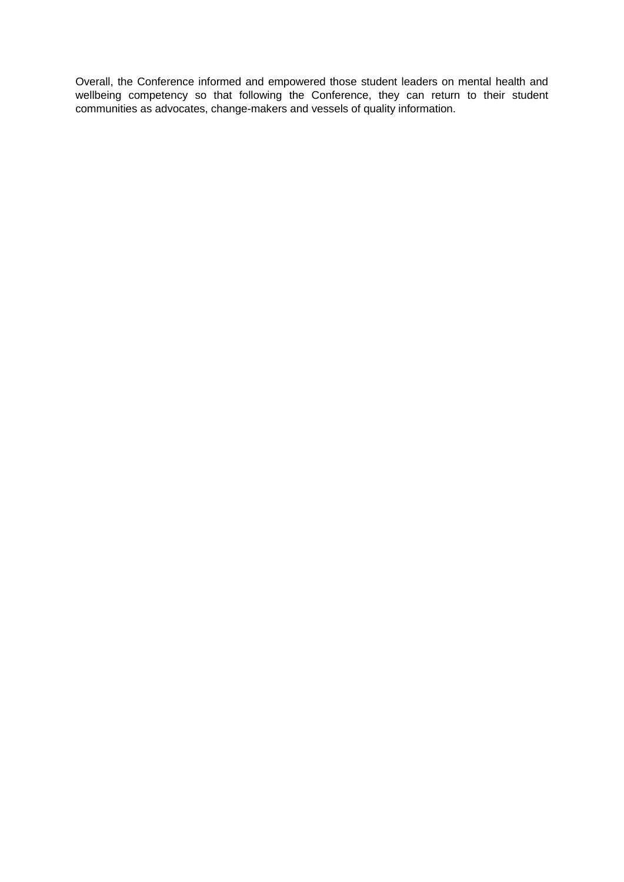Overall, the Conference informed and empowered those student leaders on mental health and wellbeing competency so that following the Conference, they can return to their student communities as advocates, change-makers and vessels of quality information.